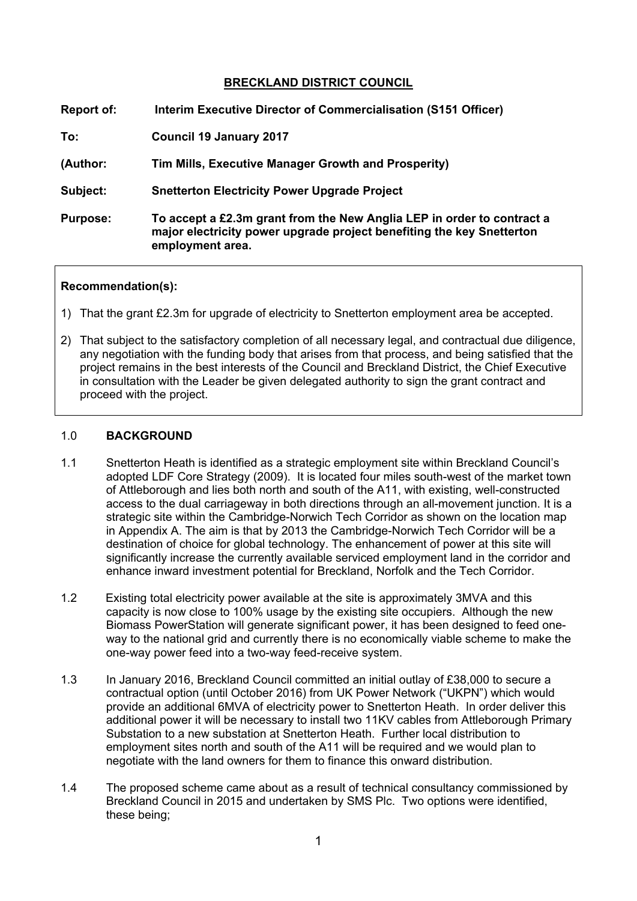# BRECKLAND DISTRICT COUNCIL

**Report of:** **Interim Executive Director of Commercialisation (S151 Officer)**

**To:** **Council 19 January 2017**

**(Author:** **Tim Mills, Executive Manager Growth and Prosperity)**

**Subject:** **Snetterton Electricity Power Upgrade Project**

**Purpose:** **To accept a £2.3m grant from the New Anglia LEP in order to contract a major electricity power upgrade project benefiting the key Snetterton employment area.**

**Recommendation(s):**

1) That the grant £2.3m for upgrade of electricity to Snetterton employment area be accepted.

2) That subject to the satisfactory completion of all necessary legal, and contractual due diligence, any negotiation with the funding body that arises from that process, and being satisfied that the project remains in the best interests of the Council and Breckland District, the Chief Executive in consultation with the Leader be given delegated authority to sign the grant contract and proceed with the project.

## 1.0 BACKGROUND

1.1 Snetterton Heath is identified as a strategic employment site within Breckland Council's adopted LDF Core Strategy (2009). It is located four miles south-west of the market town of Attleborough and lies both north and south of the A11, with existing, well-constructed access to the dual carriageway in both directions through an all-movement junction. It is a strategic site within the Cambridge-Norwich Tech Corridor as shown on the location map in Appendix A. The aim is that by 2013 the Cambridge-Norwich Tech Corridor will be a destination of choice for global technology. The enhancement of power at this site will significantly increase the currently available serviced employment land in the corridor and enhance inward investment potential for Breckland, Norfolk and the Tech Corridor.

1.2 Existing total electricity power available at the site is approximately 3MVA and this capacity is now close to 100% usage by the existing site occupiers. Although the new Biomass PowerStation will generate significant power, it has been designed to feed one-way to the national grid and currently there is no economically viable scheme to make the one-way power feed into a two-way feed-receive system.

1.3 In January 2016, Breckland Council committed an initial outlay of £38,000 to secure a contractual option (until October 2016) from UK Power Network ("UKPN") which would provide an additional 6MVA of electricity power to Snetterton Heath. In order deliver this additional power it will be necessary to install two 11KV cables from Attleborough Primary Substation to a new substation at Snetterton Heath. Further local distribution to employment sites north and south of the A11 will be required and we would plan to negotiate with the land owners for them to finance this onward distribution.

1.4 The proposed scheme came about as a result of technical consultancy commissioned by Breckland Council in 2015 and undertaken by SMS Plc. Two options were identified, these being;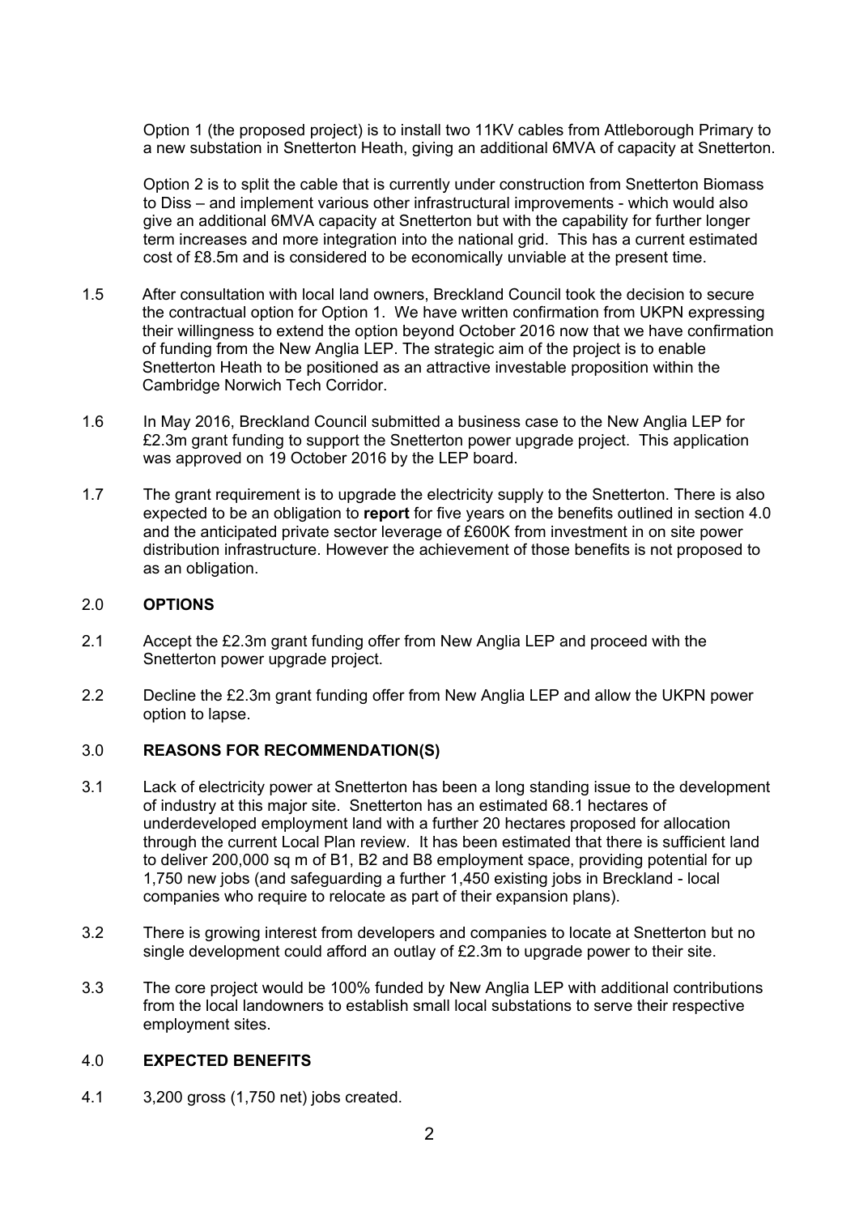Option 1 (the proposed project) is to install two 11KV cables from Attleborough Primary to a new substation in Snetterton Heath, giving an additional 6MVA of capacity at Snetterton.

Option 2 is to split the cable that is currently under construction from Snetterton Biomass to Diss – and implement various other infrastructural improvements - which would also give an additional 6MVA capacity at Snetterton but with the capability for further longer term increases and more integration into the national grid. This has a current estimated cost of £8.5m and is considered to be economically unviable at the present time.

1.5 After consultation with local land owners, Breckland Council took the decision to secure the contractual option for Option 1. We have written confirmation from UKPN expressing their willingness to extend the option beyond October 2016 now that we have confirmation of funding from the New Anglia LEP. The strategic aim of the project is to enable Snetterton Heath to be positioned as an attractive investable proposition within the Cambridge Norwich Tech Corridor.

1.6 In May 2016, Breckland Council submitted a business case to the New Anglia LEP for £2.3m grant funding to support the Snetterton power upgrade project. This application was approved on 19 October 2016 by the LEP board.

1.7 The grant requirement is to upgrade the electricity supply to the Snetterton. There is also expected to be an obligation to **report** for five years on the benefits outlined in section 4.0 and the anticipated private sector leverage of £600K from investment in on site power distribution infrastructure. However the achievement of those benefits is not proposed to as an obligation.

## 2.0 OPTIONS

2.1 Accept the £2.3m grant funding offer from New Anglia LEP and proceed with the Snetterton power upgrade project.

2.2 Decline the £2.3m grant funding offer from New Anglia LEP and allow the UKPN power option to lapse.

## 3.0 REASONS FOR RECOMMENDATION(S)

3.1 Lack of electricity power at Snetterton has been a long standing issue to the development of industry at this major site. Snetterton has an estimated 68.1 hectares of underdeveloped employment land with a further 20 hectares proposed for allocation through the current Local Plan review. It has been estimated that there is sufficient land to deliver 200,000 sq m of B1, B2 and B8 employment space, providing potential for up 1,750 new jobs (and safeguarding a further 1,450 existing jobs in Breckland - local companies who require to relocate as part of their expansion plans).

3.2 There is growing interest from developers and companies to locate at Snetterton but no single development could afford an outlay of £2.3m to upgrade power to their site.

3.3 The core project would be 100% funded by New Anglia LEP with additional contributions from the local landowners to establish small local substations to serve their respective employment sites.

## 4.0 EXPECTED BENEFITS

4.1 3,200 gross (1,750 net) jobs created.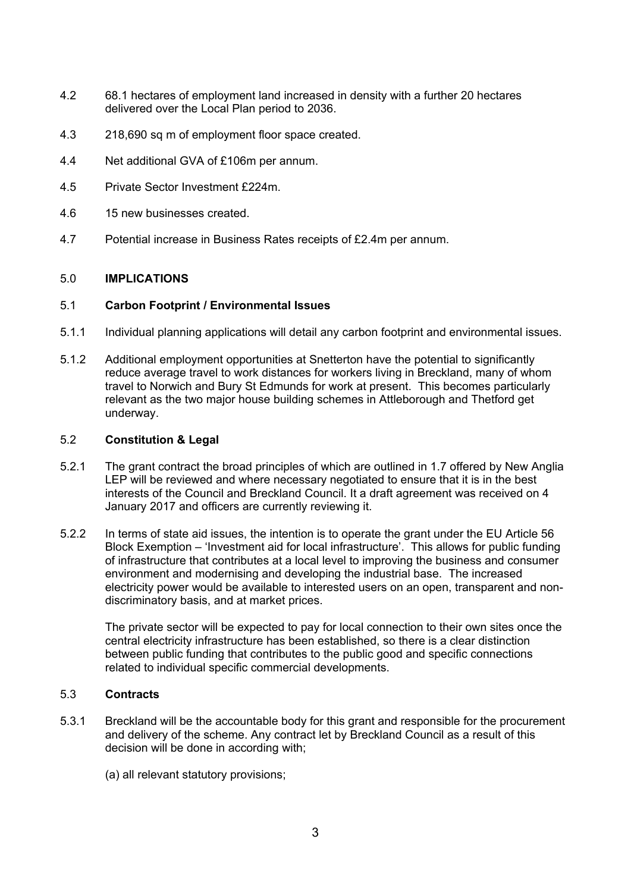4.2 68.1 hectares of employment land increased in density with a further 20 hectares delivered over the Local Plan period to 2036.

4.3 218,690 sq m of employment floor space created.

4.4 Net additional GVA of £106m per annum.

4.5 Private Sector Investment £224m.

4.6 15 new businesses created.

4.7 Potential increase in Business Rates receipts of £2.4m per annum.

## 5.0 IMPLICATIONS

### 5.1 Carbon Footprint / Environmental Issues

5.1.1 Individual planning applications will detail any carbon footprint and environmental issues.

5.1.2 Additional employment opportunities at Snetterton have the potential to significantly reduce average travel to work distances for workers living in Breckland, many of whom travel to Norwich and Bury St Edmunds for work at present. This becomes particularly relevant as the two major house building schemes in Attleborough and Thetford get underway.

### 5.2 Constitution & Legal

5.2.1 The grant contract the broad principles of which are outlined in 1.7 offered by New Anglia LEP will be reviewed and where necessary negotiated to ensure that it is in the best interests of the Council and Breckland Council. It a draft agreement was received on 4 January 2017 and officers are currently reviewing it.

5.2.2 In terms of state aid issues, the intention is to operate the grant under the EU Article 56 Block Exemption – 'Investment aid for local infrastructure'. This allows for public funding of infrastructure that contributes at a local level to improving the business and consumer environment and modernising and developing the industrial base. The increased electricity power would be available to interested users on an open, transparent and non-discriminatory basis, and at market prices.

The private sector will be expected to pay for local connection to their own sites once the central electricity infrastructure has been established, so there is a clear distinction between public funding that contributes to the public good and specific connections related to individual specific commercial developments.

### 5.3 Contracts

5.3.1 Breckland will be the accountable body for this grant and responsible for the procurement and delivery of the scheme. Any contract let by Breckland Council as a result of this decision will be done in according with;

(a) all relevant statutory provisions;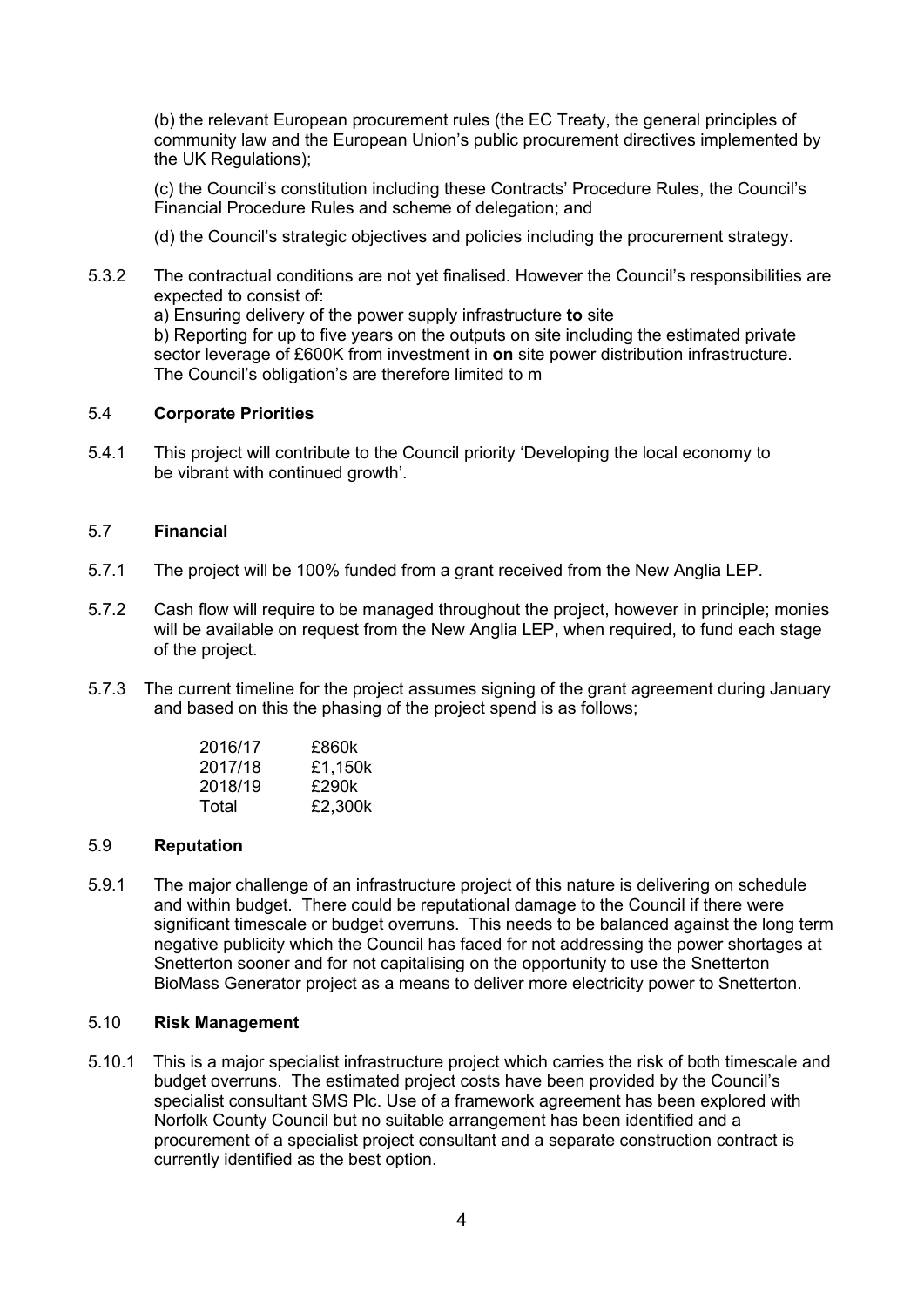(b) the relevant European procurement rules (the EC Treaty, the general principles of community law and the European Union's public procurement directives implemented by the UK Regulations);

(c) the Council's constitution including these Contracts' Procedure Rules, the Council's Financial Procedure Rules and scheme of delegation; and

(d) the Council's strategic objectives and policies including the procurement strategy.

5.3.2 The contractual conditions are not yet finalised. However the Council's responsibilities are expected to consist of:
a) Ensuring delivery of the power supply infrastructure **to** site
b) Reporting for up to five years on the outputs on site including the estimated private sector leverage of £600K from investment in **on** site power distribution infrastructure.
The Council's obligation's are therefore limited to m

## 5.4 Corporate Priorities

5.4.1 This project will contribute to the Council priority 'Developing the local economy to be vibrant with continued growth'.

## 5.7 Financial

5.7.1 The project will be 100% funded from a grant received from the New Anglia LEP.

5.7.2 Cash flow will require to be managed throughout the project, however in principle; monies will be available on request from the New Anglia LEP, when required, to fund each stage of the project.

5.7.3 The current timeline for the project assumes signing of the grant agreement during January and based on this the phasing of the project spend is as follows;

| | |
|---|---|
| 2016/17 | £860k |
| 2017/18 | £1,150k |
| 2018/19 | £290k |
| Total | £2,300k |

## 5.9 Reputation

5.9.1 The major challenge of an infrastructure project of this nature is delivering on schedule and within budget. There could be reputational damage to the Council if there were significant timescale or budget overruns. This needs to be balanced against the long term negative publicity which the Council has faced for not addressing the power shortages at Snetterton sooner and for not capitalising on the opportunity to use the Snetterton BioMass Generator project as a means to deliver more electricity power to Snetterton.

## 5.10 Risk Management

5.10.1 This is a major specialist infrastructure project which carries the risk of both timescale and budget overruns. The estimated project costs have been provided by the Council's specialist consultant SMS Plc. Use of a framework agreement has been explored with Norfolk County Council but no suitable arrangement has been identified and a procurement of a specialist project consultant and a separate construction contract is currently identified as the best option.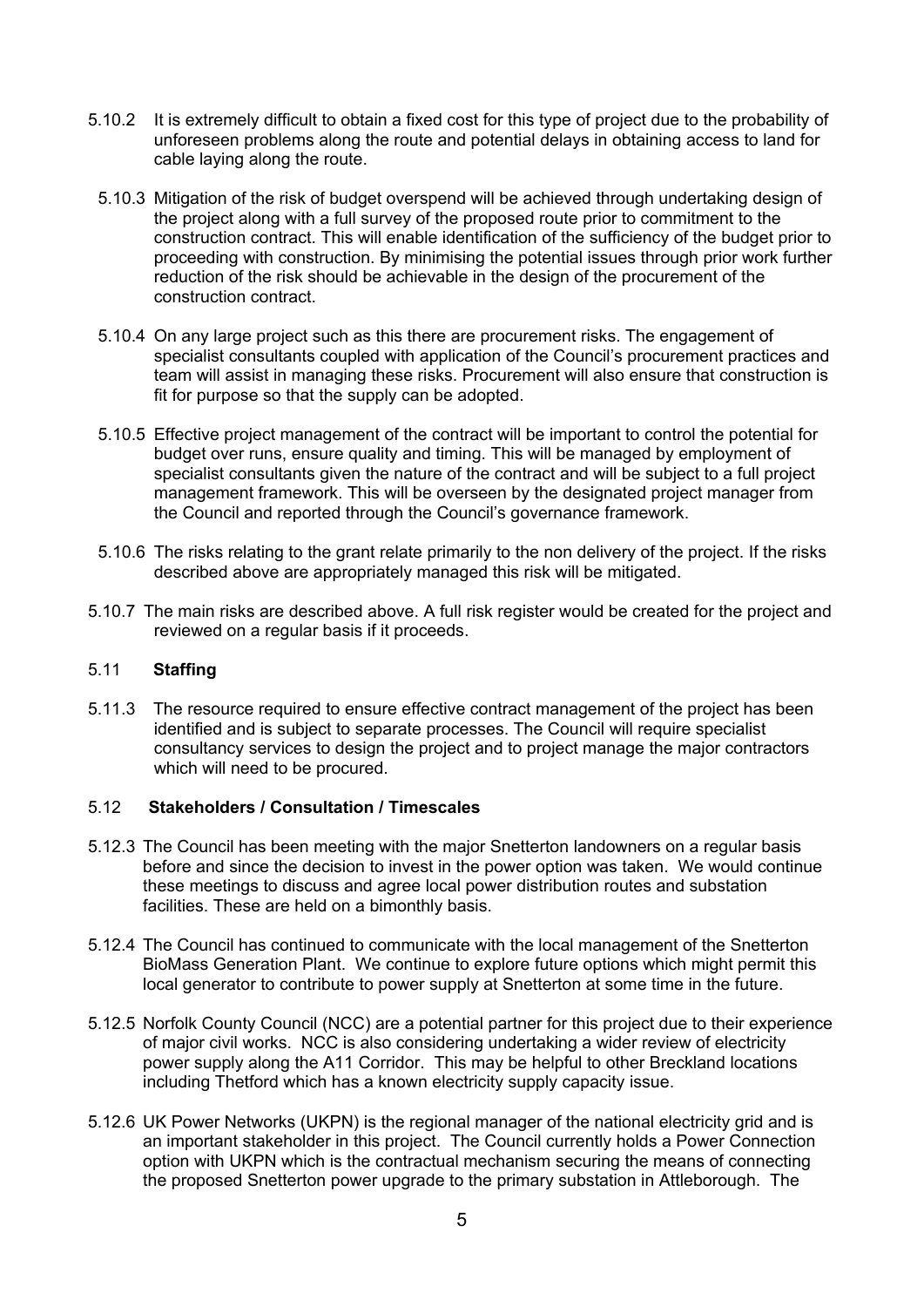5.10.2 It is extremely difficult to obtain a fixed cost for this type of project due to the probability of unforeseen problems along the route and potential delays in obtaining access to land for cable laying along the route.

5.10.3 Mitigation of the risk of budget overspend will be achieved through undertaking design of the project along with a full survey of the proposed route prior to commitment to the construction contract. This will enable identification of the sufficiency of the budget prior to proceeding with construction. By minimising the potential issues through prior work further reduction of the risk should be achievable in the design of the procurement of the construction contract.

5.10.4 On any large project such as this there are procurement risks. The engagement of specialist consultants coupled with application of the Council's procurement practices and team will assist in managing these risks. Procurement will also ensure that construction is fit for purpose so that the supply can be adopted.

5.10.5 Effective project management of the contract will be important to control the potential for budget over runs, ensure quality and timing. This will be managed by employment of specialist consultants given the nature of the contract and will be subject to a full project management framework. This will be overseen by the designated project manager from the Council and reported through the Council's governance framework.

5.10.6 The risks relating to the grant relate primarily to the non delivery of the project. If the risks described above are appropriately managed this risk will be mitigated.

5.10.7 The main risks are described above. A full risk register would be created for the project and reviewed on a regular basis if it proceeds.

### 5.11 **Staffing**

5.11.3 The resource required to ensure effective contract management of the project has been identified and is subject to separate processes. The Council will require specialist consultancy services to design the project and to project manage the major contractors which will need to be procured.

### 5.12 **Stakeholders / Consultation / Timescales**

5.12.3 The Council has been meeting with the major Snetterton landowners on a regular basis before and since the decision to invest in the power option was taken. We would continue these meetings to discuss and agree local power distribution routes and substation facilities. These are held on a bimonthly basis.

5.12.4 The Council has continued to communicate with the local management of the Snetterton BioMass Generation Plant. We continue to explore future options which might permit this local generator to contribute to power supply at Snetterton at some time in the future.

5.12.5 Norfolk County Council (NCC) are a potential partner for this project due to their experience of major civil works. NCC is also considering undertaking a wider review of electricity power supply along the A11 Corridor. This may be helpful to other Breckland locations including Thetford which has a known electricity supply capacity issue.

5.12.6 UK Power Networks (UKPN) is the regional manager of the national electricity grid and is an important stakeholder in this project. The Council currently holds a Power Connection option with UKPN which is the contractual mechanism securing the means of connecting the proposed Snetterton power upgrade to the primary substation in Attleborough. The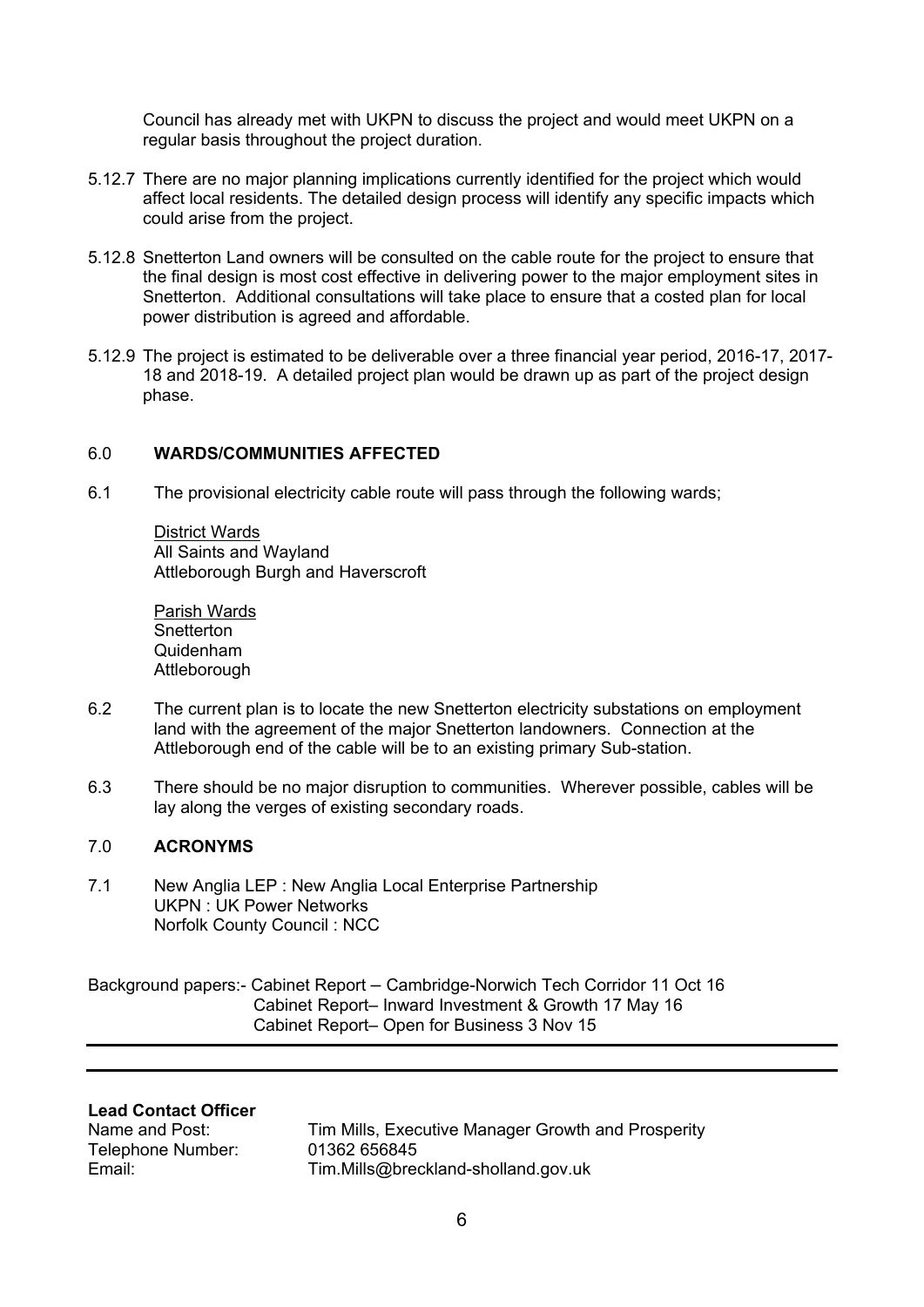Council has already met with UKPN to discuss the project and would meet UKPN on a regular basis throughout the project duration.

5.12.7 There are no major planning implications currently identified for the project which would affect local residents. The detailed design process will identify any specific impacts which could arise from the project.

5.12.8 Snetterton Land owners will be consulted on the cable route for the project to ensure that the final design is most cost effective in delivering power to the major employment sites in Snetterton. Additional consultations will take place to ensure that a costed plan for local power distribution is agreed and affordable.

5.12.9 The project is estimated to be deliverable over a three financial year period, 2016-17, 2017-18 and 2018-19. A detailed project plan would be drawn up as part of the project design phase.

## 6.0 WARDS/COMMUNITIES AFFECTED

6.1 The provisional electricity cable route will pass through the following wards;

District Wards
All Saints and Wayland
Attleborough Burgh and Haverscroft

Parish Wards
Snetterton
Quidenham
Attleborough

6.2 The current plan is to locate the new Snetterton electricity substations on employment land with the agreement of the major Snetterton landowners. Connection at the Attleborough end of the cable will be to an existing primary Sub-station.

6.3 There should be no major disruption to communities. Wherever possible, cables will be lay along the verges of existing secondary roads.

## 7.0 ACRONYMS

7.1 New Anglia LEP : New Anglia Local Enterprise Partnership
UKPN : UK Power Networks
Norfolk County Council : NCC

Background papers:- Cabinet Report – Cambridge-Norwich Tech Corridor 11 Oct 16
Cabinet Report– Inward Investment & Growth 17 May 16
Cabinet Report– Open for Business 3 Nov 15

---

**Lead Contact Officer**

Name and Post: Tim Mills, Executive Manager Growth and Prosperity
Telephone Number: 01362 656845
Email: Tim.Mills@breckland-sholland.gov.uk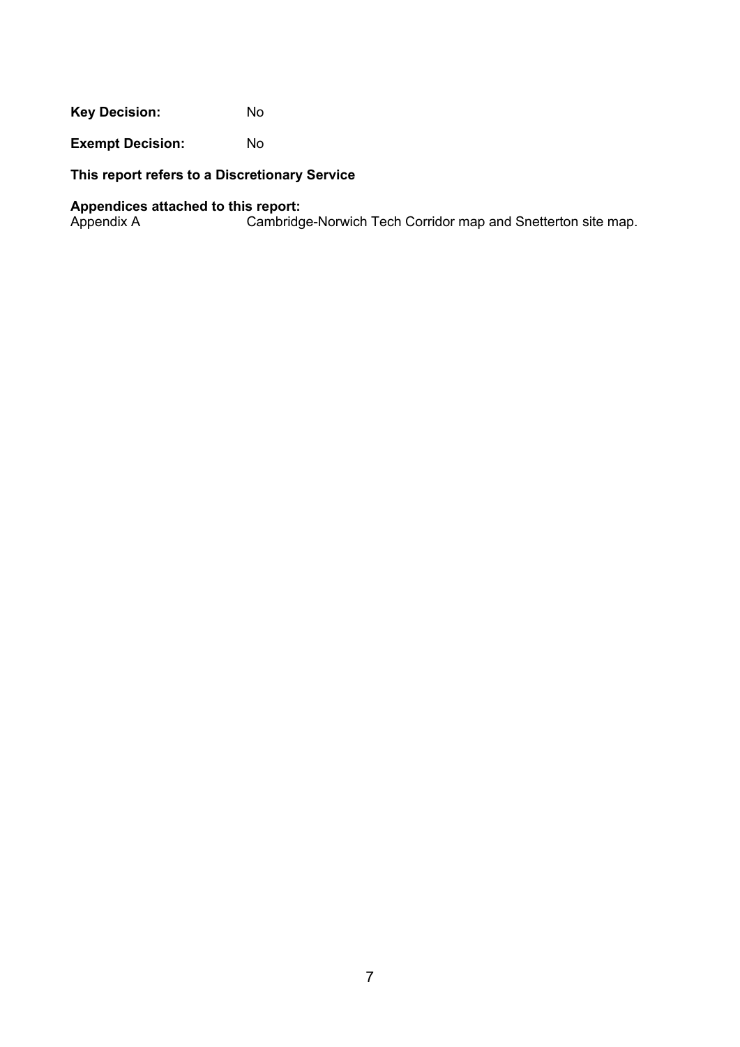**Key Decision:** No

**Exempt Decision:** No

**This report refers to a Discretionary Service**

**Appendices attached to this report:**

Appendix A Cambridge-Norwich Tech Corridor map and Snetterton site map.